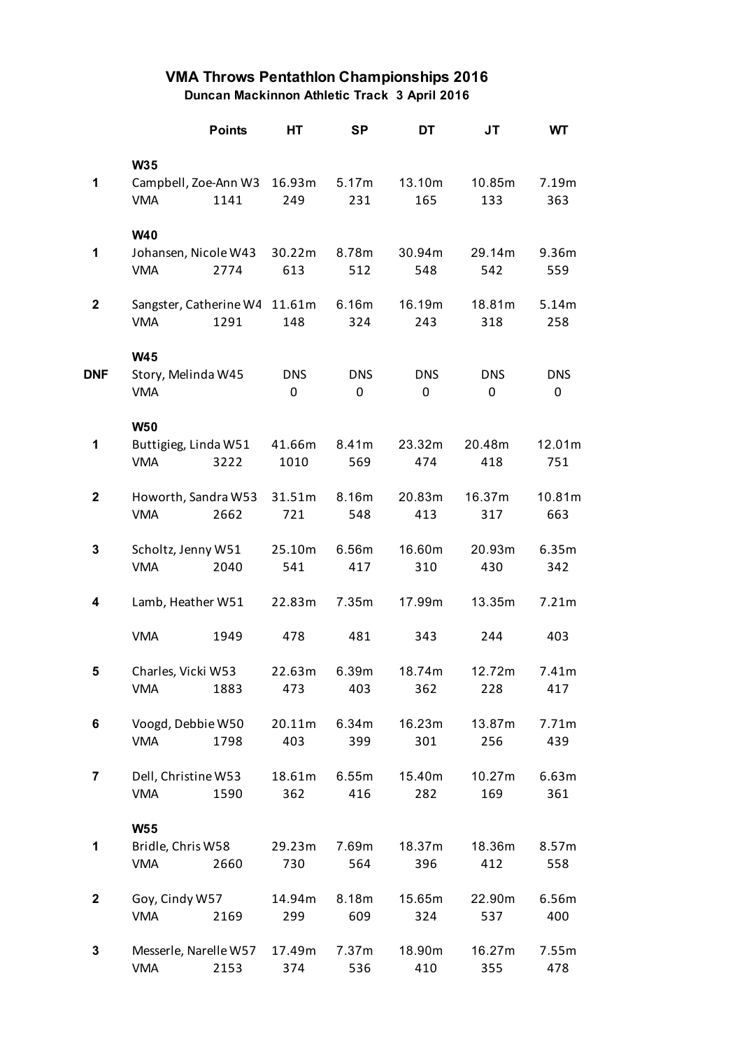# VMA Throws Pentathlon Championships 2016

**Duncan Mackinnon Athletic Track 3 April 2016**

| | | Points | HT | SP | DT | JT | WT |
|---|---|---|---|---|---|---|---|
| | **W35** | | | | | | |
| 1 | Campbell, Zoe-Ann W3 | | 16.93m | 5.17m | 13.10m | 10.85m | 7.19m |
| | VMA | 1141 | 249 | 231 | 165 | 133 | 363 |
| | **W40** | | | | | | |
| 1 | Johansen, Nicole W43 | | 30.22m | 8.78m | 30.94m | 29.14m | 9.36m |
| | VMA | 2774 | 613 | 512 | 548 | 542 | 559 |
| 2 | Sangster, Catherine W4 | | 11.61m | 6.16m | 16.19m | 18.81m | 5.14m |
| | VMA | 1291 | 148 | 324 | 243 | 318 | 258 |
| | **W45** | | | | | | |
| DNF | Story, Melinda W45 | | DNS | DNS | DNS | DNS | DNS |
| | VMA | | 0 | 0 | 0 | 0 | 0 |
| | **W50** | | | | | | |
| 1 | Buttigieg, Linda W51 | | 41.66m | 8.41m | 23.32m | 20.48m | 12.01m |
| | VMA | 3222 | 1010 | 569 | 474 | 418 | 751 |
| 2 | Howorth, Sandra W53 | | 31.51m | 8.16m | 20.83m | 16.37m | 10.81m |
| | VMA | 2662 | 721 | 548 | 413 | 317 | 663 |
| 3 | Scholtz, Jenny W51 | | 25.10m | 6.56m | 16.60m | 20.93m | 6.35m |
| | VMA | 2040 | 541 | 417 | 310 | 430 | 342 |
| 4 | Lamb, Heather W51 | | 22.83m | 7.35m | 17.99m | 13.35m | 7.21m |
| | VMA | 1949 | 478 | 481 | 343 | 244 | 403 |
| 5 | Charles, Vicki W53 | | 22.63m | 6.39m | 18.74m | 12.72m | 7.41m |
| | VMA | 1883 | 473 | 403 | 362 | 228 | 417 |
| 6 | Voogd, Debbie W50 | | 20.11m | 6.34m | 16.23m | 13.87m | 7.71m |
| | VMA | 1798 | 403 | 399 | 301 | 256 | 439 |
| 7 | Dell, Christine W53 | | 18.61m | 6.55m | 15.40m | 10.27m | 6.63m |
| | VMA | 1590 | 362 | 416 | 282 | 169 | 361 |
| | **W55** | | | | | | |
| 1 | Bridle, Chris W58 | | 29.23m | 7.69m | 18.37m | 18.36m | 8.57m |
| | VMA | 2660 | 730 | 564 | 396 | 412 | 558 |
| 2 | Goy, Cindy W57 | | 14.94m | 8.18m | 15.65m | 22.90m | 6.56m |
| | VMA | 2169 | 299 | 609 | 324 | 537 | 400 |
| 3 | Messerle, Narelle W57 | | 17.49m | 7.37m | 18.90m | 16.27m | 7.55m |
| | VMA | 2153 | 374 | 536 | 410 | 355 | 478 |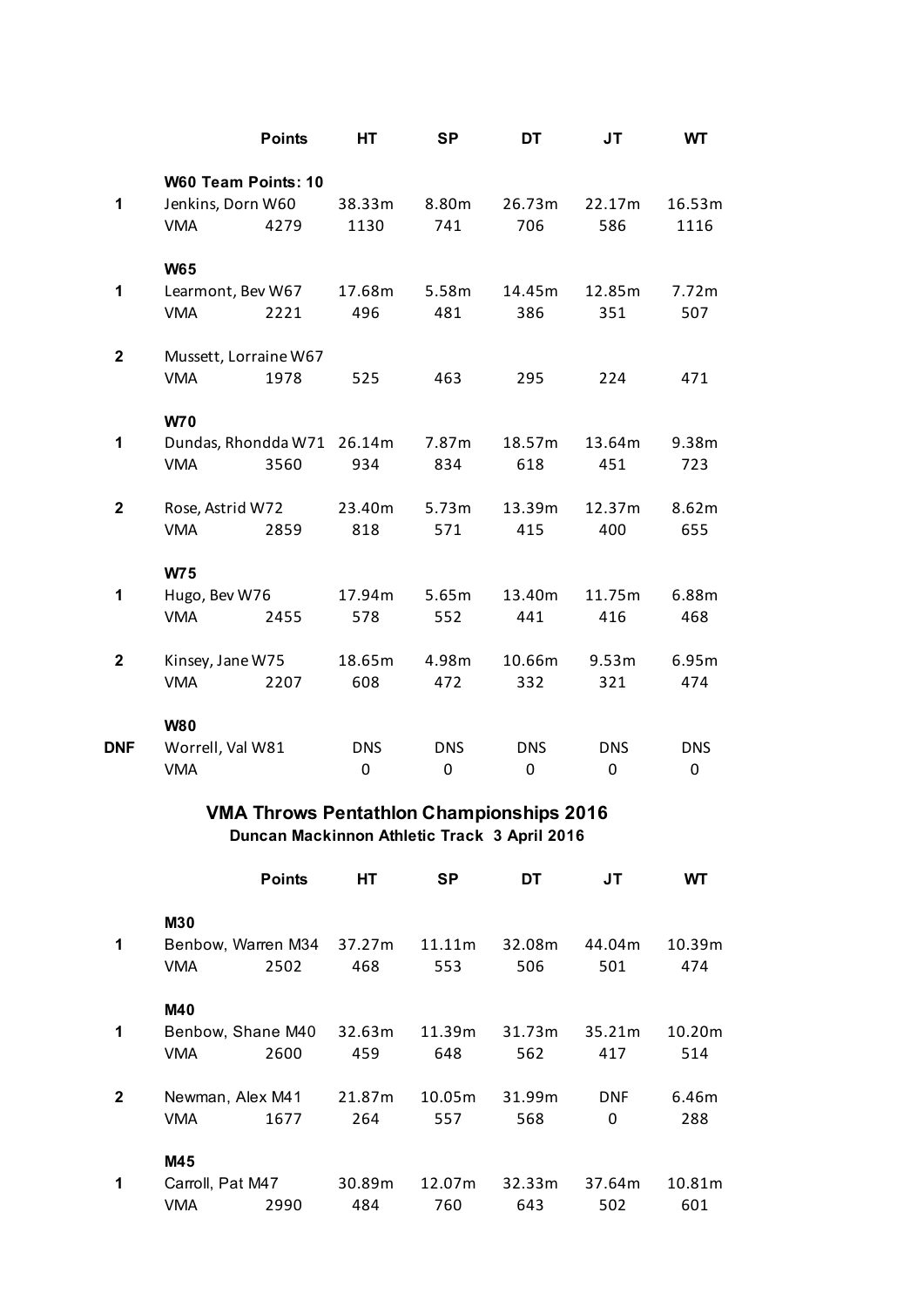| | | Points | HT | SP | DT | JT | WT |
|---|---|---|---|---|---|---|---|
| | **W60 Team Points: 10** | | | | | | |
| **1** | Jenkins, Dorn W60 | | 38.33m | 8.80m | 26.73m | 22.17m | 16.53m |
| | VMA | 4279 | 1130 | 741 | 706 | 586 | 1116 |
| | **W65** | | | | | | |
| **1** | Learmont, Bev W67 | | 17.68m | 5.58m | 14.45m | 12.85m | 7.72m |
| | VMA | 2221 | 496 | 481 | 386 | 351 | 507 |
| **2** | Mussett, Lorraine W67 | | | | | | |
| | VMA | 1978 | 525 | 463 | 295 | 224 | 471 |
| | **W70** | | | | | | |
| **1** | Dundas, Rhondda W71 | | 26.14m | 7.87m | 18.57m | 13.64m | 9.38m |
| | VMA | 3560 | 934 | 834 | 618 | 451 | 723 |
| **2** | Rose, Astrid W72 | | 23.40m | 5.73m | 13.39m | 12.37m | 8.62m |
| | VMA | 2859 | 818 | 571 | 415 | 400 | 655 |
| | **W75** | | | | | | |
| **1** | Hugo, Bev W76 | | 17.94m | 5.65m | 13.40m | 11.75m | 6.88m |
| | VMA | 2455 | 578 | 552 | 441 | 416 | 468 |
| **2** | Kinsey, Jane W75 | | 18.65m | 4.98m | 10.66m | 9.53m | 6.95m |
| | VMA | 2207 | 608 | 472 | 332 | 321 | 474 |
| | **W80** | | | | | | |
| **DNF** | Worrell, Val W81 | | DNS | DNS | DNS | DNS | DNS |
| | VMA | | 0 | 0 | 0 | 0 | 0 |

## VMA Throws Pentathlon Championships 2016

**Duncan Mackinnon Athletic Track 3 April 2016**

| | | Points | HT | SP | DT | JT | WT |
|---|---|---|---|---|---|---|---|
| | **M30** | | | | | | |
| **1** | Benbow, Warren M34 | | 37.27m | 11.11m | 32.08m | 44.04m | 10.39m |
| | VMA | 2502 | 468 | 553 | 506 | 501 | 474 |
| | **M40** | | | | | | |
| **1** | Benbow, Shane M40 | | 32.63m | 11.39m | 31.73m | 35.21m | 10.20m |
| | VMA | 2600 | 459 | 648 | 562 | 417 | 514 |
| **2** | Newman, Alex M41 | | 21.87m | 10.05m | 31.99m | DNF | 6.46m |
| | VMA | 1677 | 264 | 557 | 568 | 0 | 288 |
| | **M45** | | | | | | |
| **1** | Carroll, Pat M47 | | 30.89m | 12.07m | 32.33m | 37.64m | 10.81m |
| | VMA | 2990 | 484 | 760 | 643 | 502 | 601 |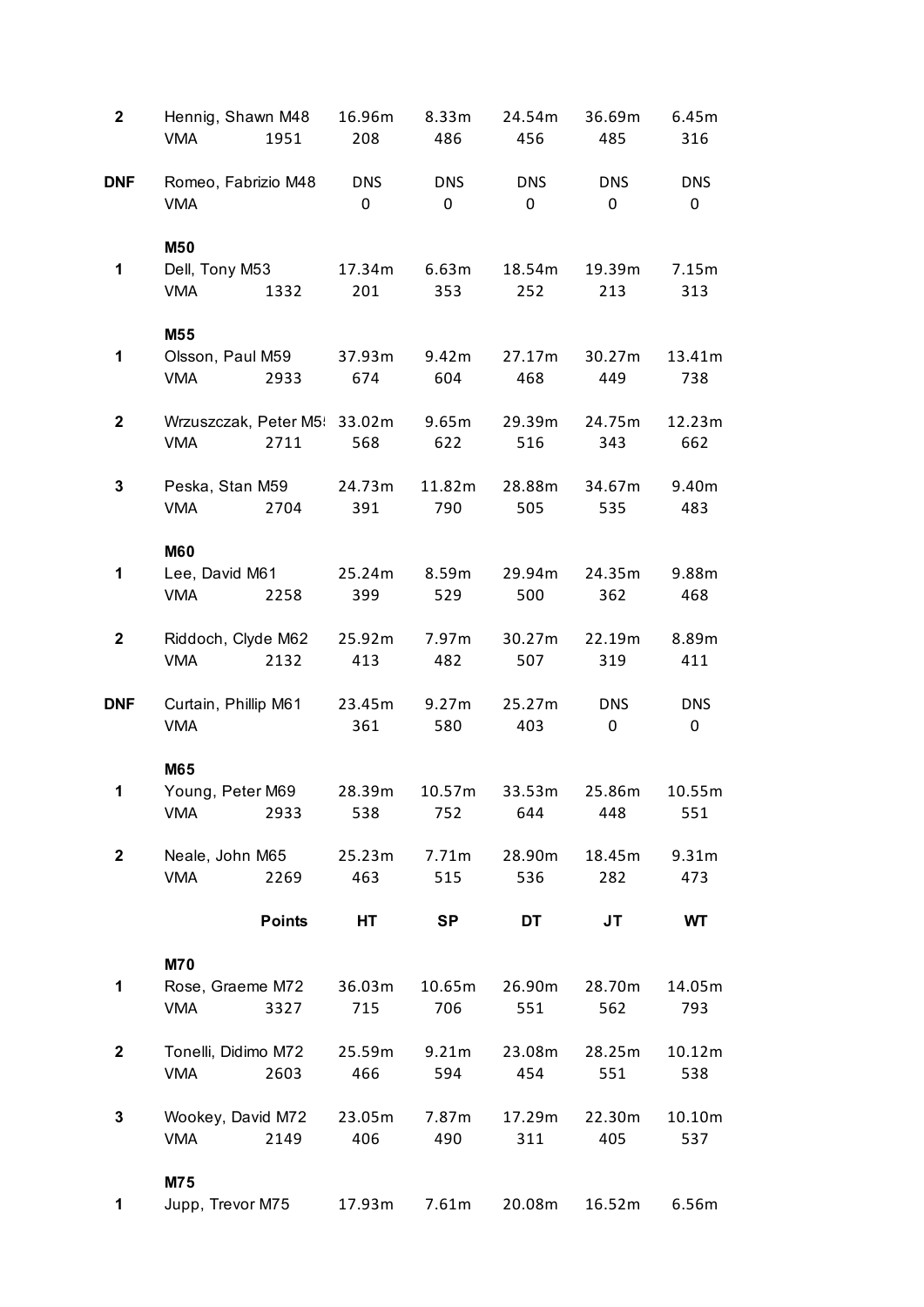| Place | Name / Club | Points | HT | SP | DT | JT | WT |
|---|---|---|---|---|---|---|---|
| 2 | Hennig, Shawn M48 | | 16.96m | 8.33m | 24.54m | 36.69m | 6.45m |
| | VMA | 1951 | 208 | 486 | 456 | 485 | 316 |
| DNF | Romeo, Fabrizio M48 | | DNS | DNS | DNS | DNS | DNS |
| | VMA | | 0 | 0 | 0 | 0 | 0 |
| | **M50** | | | | | | |
| 1 | Dell, Tony M53 | | 17.34m | 6.63m | 18.54m | 19.39m | 7.15m |
| | VMA | 1332 | 201 | 353 | 252 | 213 | 313 |
| | **M55** | | | | | | |
| 1 | Olsson, Paul M59 | | 37.93m | 9.42m | 27.17m | 30.27m | 13.41m |
| | VMA | 2933 | 674 | 604 | 468 | 449 | 738 |
| 2 | Wrzuszczak, Peter M5! | | 33.02m | 9.65m | 29.39m | 24.75m | 12.23m |
| | VMA | 2711 | 568 | 622 | 516 | 343 | 662 |
| 3 | Peska, Stan M59 | | 24.73m | 11.82m | 28.88m | 34.67m | 9.40m |
| | VMA | 2704 | 391 | 790 | 505 | 535 | 483 |
| | **M60** | | | | | | |
| 1 | Lee, David M61 | | 25.24m | 8.59m | 29.94m | 24.35m | 9.88m |
| | VMA | 2258 | 399 | 529 | 500 | 362 | 468 |
| 2 | Riddoch, Clyde M62 | | 25.92m | 7.97m | 30.27m | 22.19m | 8.89m |
| | VMA | 2132 | 413 | 482 | 507 | 319 | 411 |
| DNF | Curtain, Phillip M61 | | 23.45m | 9.27m | 25.27m | DNS | DNS |
| | VMA | | 361 | 580 | 403 | 0 | 0 |
| | **M65** | | | | | | |
| 1 | Young, Peter M69 | | 28.39m | 10.57m | 33.53m | 25.86m | 10.55m |
| | VMA | 2933 | 538 | 752 | 644 | 448 | 551 |
| 2 | Neale, John M65 | | 25.23m | 7.71m | 28.90m | 18.45m | 9.31m |
| | VMA | 2269 | 463 | 515 | 536 | 282 | 473 |
| | | **Points** | **HT** | **SP** | **DT** | **JT** | **WT** |
| | **M70** | | | | | | |
| 1 | Rose, Graeme M72 | | 36.03m | 10.65m | 26.90m | 28.70m | 14.05m |
| | VMA | 3327 | 715 | 706 | 551 | 562 | 793 |
| 2 | Tonelli, Didimo M72 | | 25.59m | 9.21m | 23.08m | 28.25m | 10.12m |
| | VMA | 2603 | 466 | 594 | 454 | 551 | 538 |
| 3 | Wookey, David M72 | | 23.05m | 7.87m | 17.29m | 22.30m | 10.10m |
| | VMA | 2149 | 406 | 490 | 311 | 405 | 537 |
| | **M75** | | | | | | |
| 1 | Jupp, Trevor M75 | | 17.93m | 7.61m | 20.08m | 16.52m | 6.56m |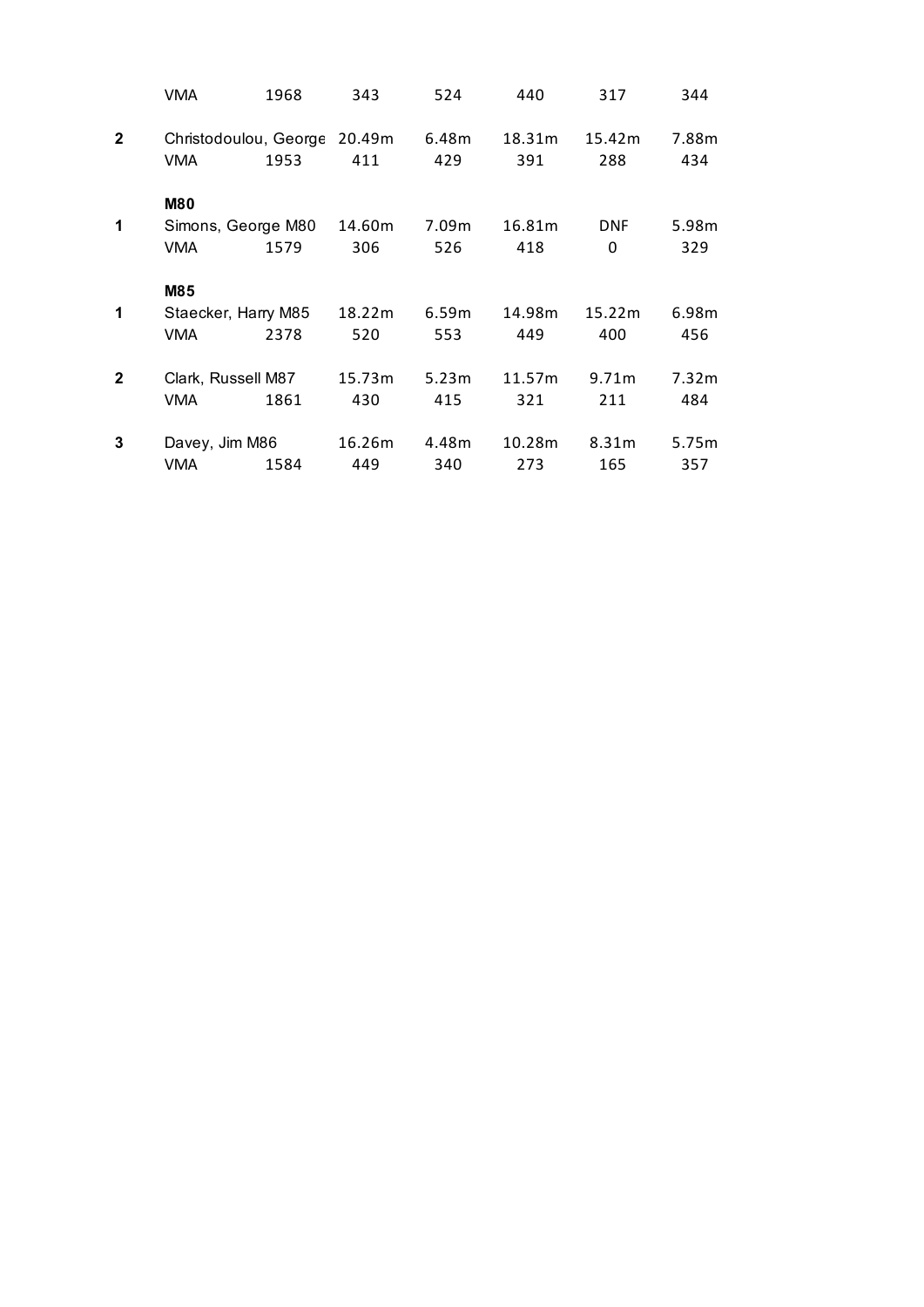| | | | | | | | |
|---|---|---|---|---|---|---|---|
| | VMA | 1968 | 343 | 524 | 440 | 317 | 344 |
| **2** | Christodoulou, George | | 20.49m | 6.48m | 18.31m | 15.42m | 7.88m |
| | VMA | 1953 | 411 | 429 | 391 | 288 | 434 |
| | **M80** | | | | | | |
| **1** | Simons, George M80 | | 14.60m | 7.09m | 16.81m | DNF | 5.98m |
| | VMA | 1579 | 306 | 526 | 418 | 0 | 329 |
| | **M85** | | | | | | |
| **1** | Staecker, Harry M85 | | 18.22m | 6.59m | 14.98m | 15.22m | 6.98m |
| | VMA | 2378 | 520 | 553 | 449 | 400 | 456 |
| **2** | Clark, Russell M87 | | 15.73m | 5.23m | 11.57m | 9.71m | 7.32m |
| | VMA | 1861 | 430 | 415 | 321 | 211 | 484 |
| **3** | Davey, Jim M86 | | 16.26m | 4.48m | 10.28m | 8.31m | 5.75m |
| | VMA | 1584 | 449 | 340 | 273 | 165 | 357 |